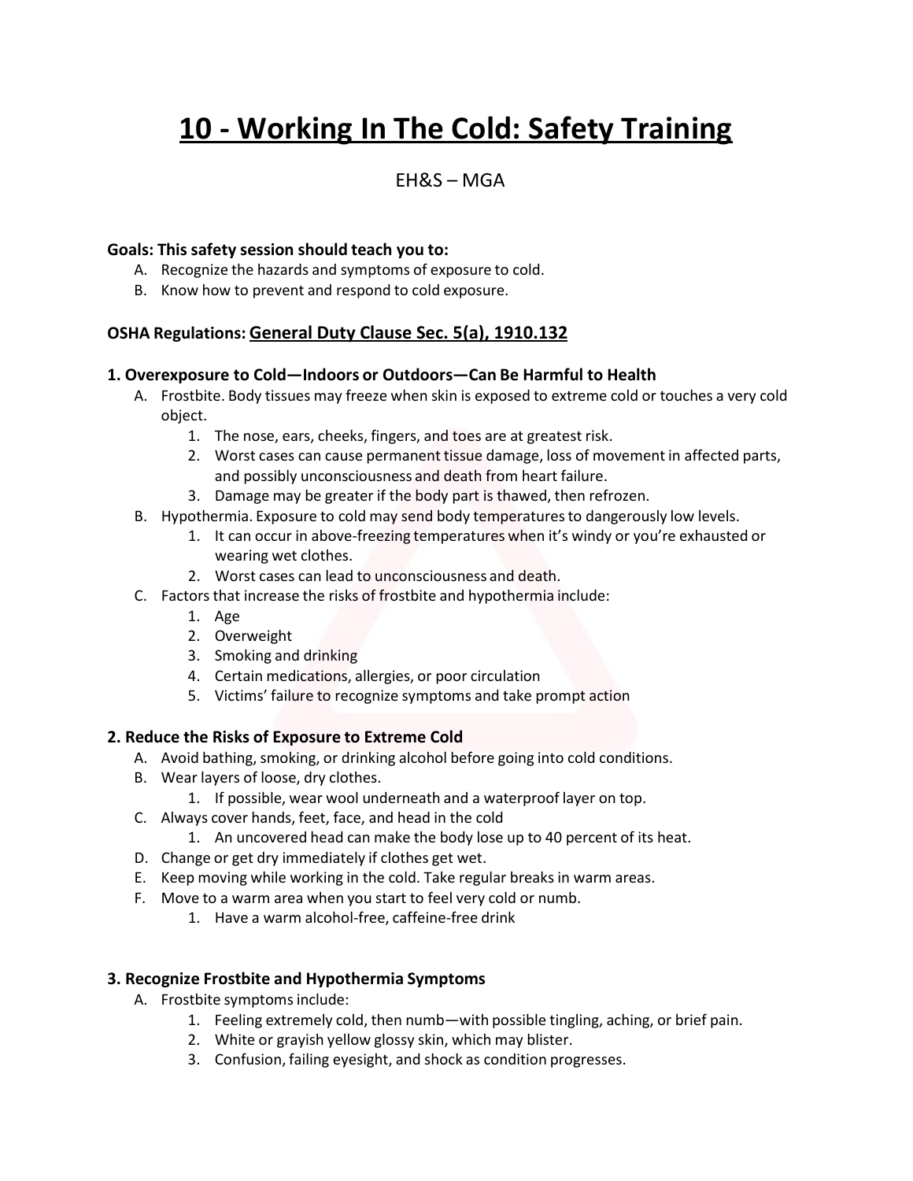# 10 - Working In The Cold: Safety Training

EH&S – MGA

**Goals: This safety session should teach you to:**

A. Recognize the hazards and symptoms of exposure to cold.
B. Know how to prevent and respond to cold exposure.

**OSHA Regulations:** General Duty Clause Sec. 5(a), 1910.132

### 1. Overexposure to Cold—Indoors or Outdoors—Can Be Harmful to Health

A. Frostbite. Body tissues may freeze when skin is exposed to extreme cold or touches a very cold object.
   1. The nose, ears, cheeks, fingers, and toes are at greatest risk.
   2. Worst cases can cause permanent tissue damage, loss of movement in affected parts, and possibly unconsciousness and death from heart failure.
   3. Damage may be greater if the body part is thawed, then refrozen.

B. Hypothermia. Exposure to cold may send body temperatures to dangerously low levels.
   1. It can occur in above-freezing temperatures when it's windy or you're exhausted or wearing wet clothes.
   2. Worst cases can lead to unconsciousness and death.

C. Factors that increase the risks of frostbite and hypothermia include:
   1. Age
   2. Overweight
   3. Smoking and drinking
   4. Certain medications, allergies, or poor circulation
   5. Victims' failure to recognize symptoms and take prompt action

### 2. Reduce the Risks of Exposure to Extreme Cold

A. Avoid bathing, smoking, or drinking alcohol before going into cold conditions.

B. Wear layers of loose, dry clothes.
   1. If possible, wear wool underneath and a waterproof layer on top.

C. Always cover hands, feet, face, and head in the cold
   1. An uncovered head can make the body lose up to 40 percent of its heat.

D. Change or get dry immediately if clothes get wet.

E. Keep moving while working in the cold. Take regular breaks in warm areas.

F. Move to a warm area when you start to feel very cold or numb.
   1. Have a warm alcohol-free, caffeine-free drink

### 3. Recognize Frostbite and Hypothermia Symptoms

A. Frostbite symptoms include:
   1. Feeling extremely cold, then numb—with possible tingling, aching, or brief pain.
   2. White or grayish yellow glossy skin, which may blister.
   3. Confusion, failing eyesight, and shock as condition progresses.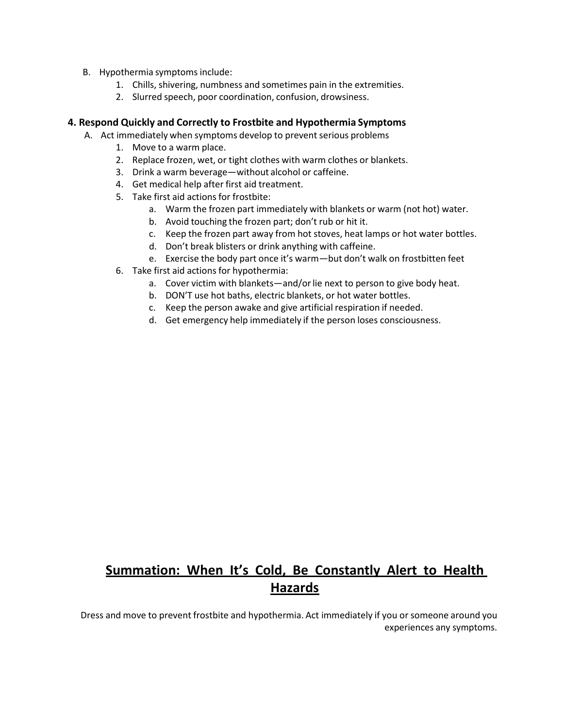B. Hypothermia symptoms include:
   1. Chills, shivering, numbness and sometimes pain in the extremities.
   2. Slurred speech, poor coordination, confusion, drowsiness.

**4. Respond Quickly and Correctly to Frostbite and Hypothermia Symptoms**

A. Act immediately when symptoms develop to prevent serious problems
   1. Move to a warm place.
   2. Replace frozen, wet, or tight clothes with warm clothes or blankets.
   3. Drink a warm beverage—without alcohol or caffeine.
   4. Get medical help after first aid treatment.
   5. Take first aid actions for frostbite:
      a. Warm the frozen part immediately with blankets or warm (not hot) water.
      b. Avoid touching the frozen part; don't rub or hit it.
      c. Keep the frozen part away from hot stoves, heat lamps or hot water bottles.
      d. Don't break blisters or drink anything with caffeine.
      e. Exercise the body part once it's warm—but don't walk on frostbitten feet
   6. Take first aid actions for hypothermia:
      a. Cover victim with blankets—and/or lie next to person to give body heat.
      b. DON'T use hot baths, electric blankets, or hot water bottles.
      c. Keep the person awake and give artificial respiration if needed.
      d. Get emergency help immediately if the person loses consciousness.

## Summation: When It's Cold, Be Constantly Alert to Health Hazards

Dress and move to prevent frostbite and hypothermia. Act immediately if you or someone around you experiences any symptoms.